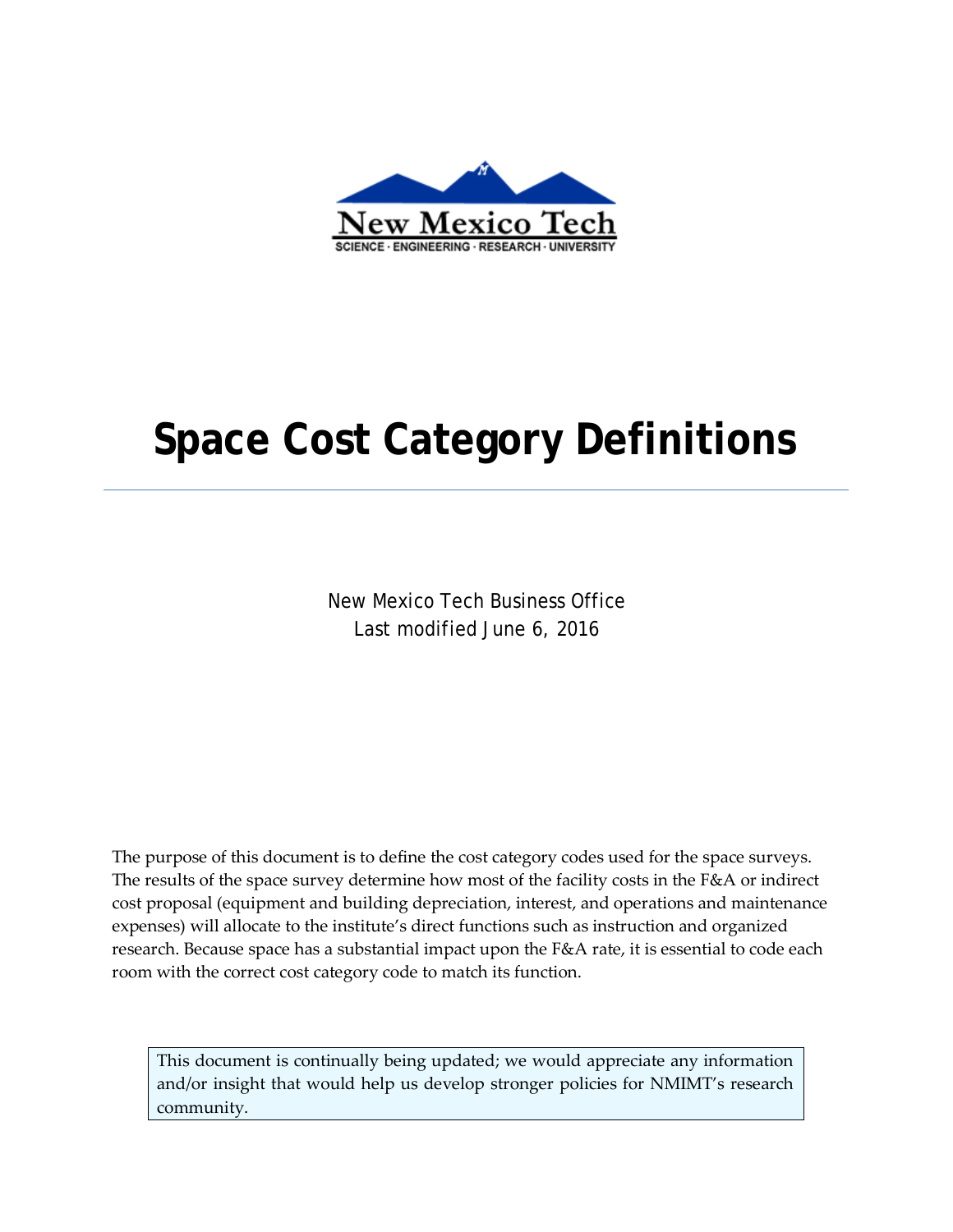New Mexico Tech

SCIENCE · ENGINEERING · RESEARCH · UNIVERSITY

# Space Cost Category Definitions

New Mexico Tech Business Office
Last modified June 6, 2016

The purpose of this document is to define the cost category codes used for the space surveys. The results of the space survey determine how most of the facility costs in the F&A or indirect cost proposal (equipment and building depreciation, interest, and operations and maintenance expenses) will allocate to the institute's direct functions such as instruction and organized research. Because space has a substantial impact upon the F&A rate, it is essential to code each room with the correct cost category code to match its function.

> This document is continually being updated; we would appreciate any information and/or insight that would help us develop stronger policies for NMIMT's research community.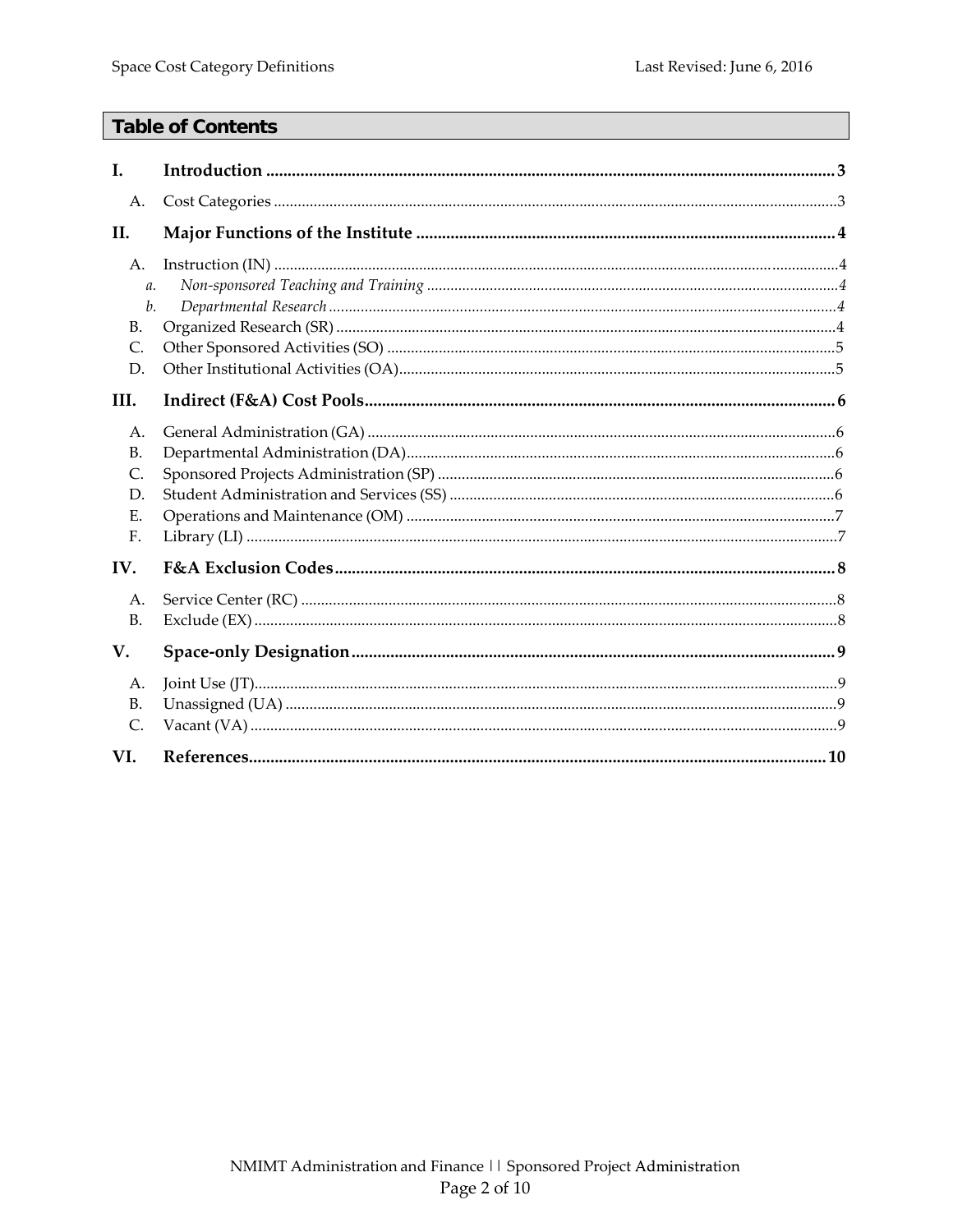## Table of Contents

**I. Introduction** ..... **3**

- A. Cost Categories ..... 3

**II. Major Functions of the Institute** ..... **4**

- A. Instruction (IN) ..... 4
  - *a. Non-sponsored Teaching and Training* ..... *4*
  - *b. Departmental Research* ..... *4*
- B. Organized Research (SR) ..... 4
- C. Other Sponsored Activities (SO) ..... 5
- D. Other Institutional Activities (OA) ..... 5

**III. Indirect (F&A) Cost Pools** ..... **6**

- A. General Administration (GA) ..... 6
- B. Departmental Administration (DA) ..... 6
- C. Sponsored Projects Administration (SP) ..... 6
- D. Student Administration and Services (SS) ..... 6
- E. Operations and Maintenance (OM) ..... 7
- F. Library (LI) ..... 7

**IV. F&A Exclusion Codes** ..... **8**

- A. Service Center (RC) ..... 8
- B. Exclude (EX) ..... 8

**V. Space-only Designation** ..... **9**

- A. Joint Use (JT) ..... 9
- B. Unassigned (UA) ..... 9
- C. Vacant (VA) ..... 9

**VI. References** ..... **10**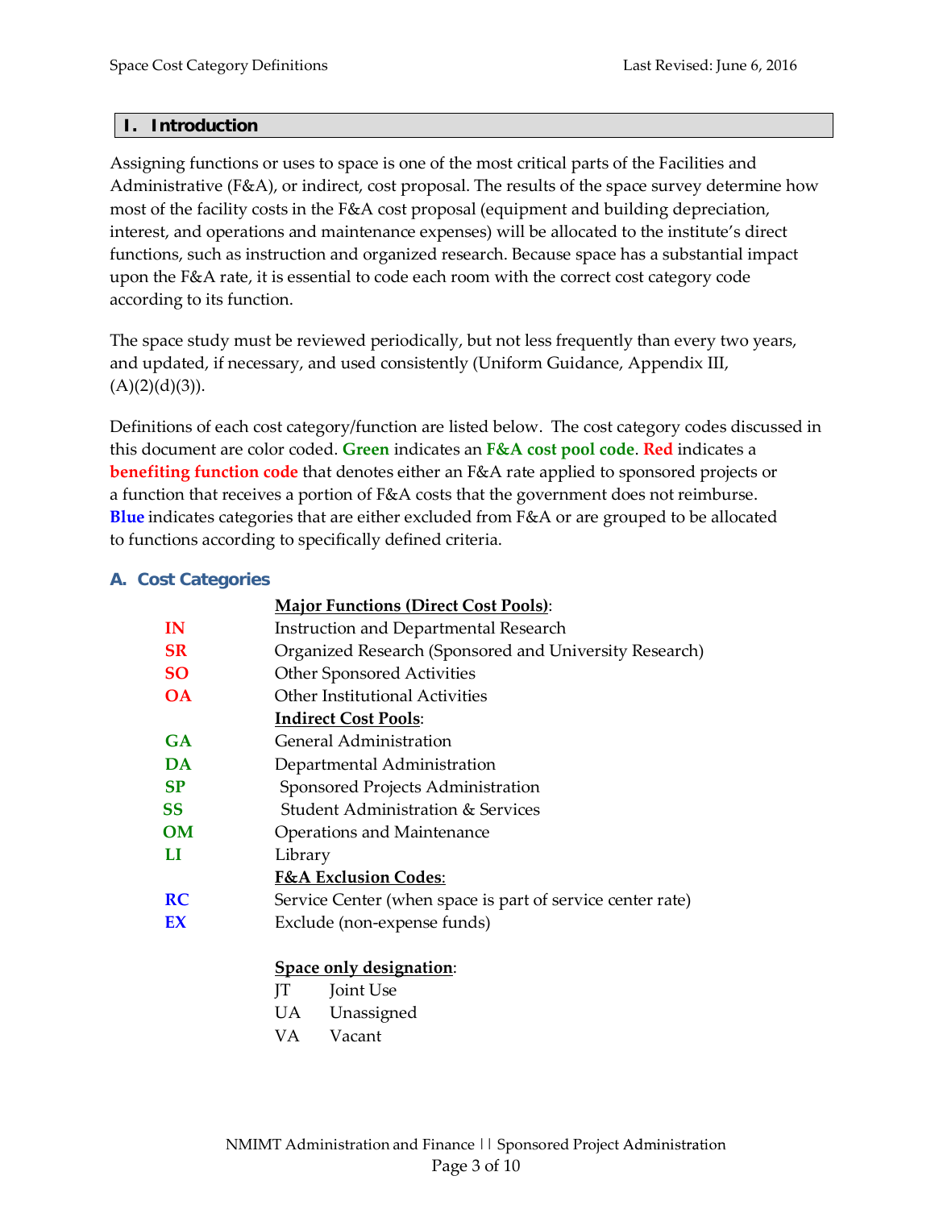## I. Introduction

Assigning functions or uses to space is one of the most critical parts of the Facilities and Administrative (F&A), or indirect, cost proposal. The results of the space survey determine how most of the facility costs in the F&A cost proposal (equipment and building depreciation, interest, and operations and maintenance expenses) will be allocated to the institute's direct functions, such as instruction and organized research. Because space has a substantial impact upon the F&A rate, it is essential to code each room with the correct cost category code according to its function.

The space study must be reviewed periodically, but not less frequently than every two years, and updated, if necessary, and used consistently (Uniform Guidance, Appendix III, (A)(2)(d)(3)).

Definitions of each cost category/function are listed below. The cost category codes discussed in this document are color coded. **Green** indicates an **F&A cost pool code**. **Red** indicates a **benefiting function code** that denotes either an F&A rate applied to sponsored projects or a function that receives a portion of F&A costs that the government does not reimburse. **Blue** indicates categories that are either excluded from F&A or are grouped to be allocated to functions according to specifically defined criteria.

### A. Cost Categories

| Code | Description |
|---|---|
| | **Major Functions (Direct Cost Pools)**: |
| **IN** | Instruction and Departmental Research |
| **SR** | Organized Research (Sponsored and University Research) |
| **SO** | Other Sponsored Activities |
| **OA** | Other Institutional Activities |
| | **Indirect Cost Pools**: |
| **GA** | General Administration |
| **DA** | Departmental Administration |
| **SP** | Sponsored Projects Administration |
| **SS** | Student Administration & Services |
| **OM** | Operations and Maintenance |
| **LI** | Library |
| | **F&A Exclusion Codes**: |
| **RC** | Service Center (when space is part of service center rate) |
| **EX** | Exclude (non-expense funds) |

**Space only designation**:

| Code | Description |
|---|---|
| JT | Joint Use |
| UA | Unassigned |
| VA | Vacant |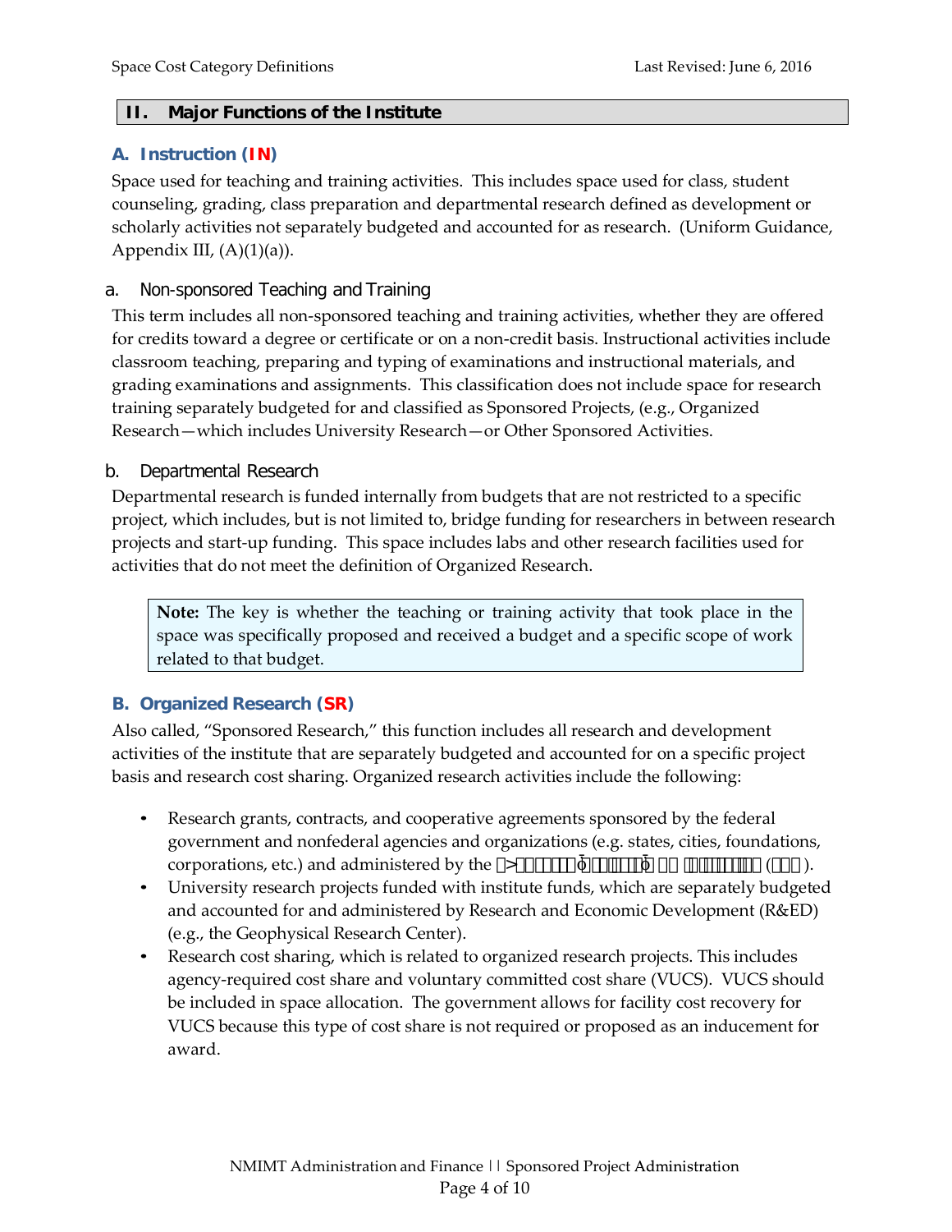## II. Major Functions of the Institute

### A. Instruction (IN)

Space used for teaching and training activities. This includes space used for class, student counseling, grading, class preparation and departmental research defined as development or scholarly activities not separately budgeted and accounted for as research. (Uniform Guidance, Appendix III, (A)(1)(a)).

#### a. Non-sponsored Teaching and Training

This term includes all non-sponsored teaching and training activities, whether they are offered for credits toward a degree or certificate or on a non-credit basis. Instructional activities include classroom teaching, preparing and typing of examinations and instructional materials, and grading examinations and assignments. This classification does not include space for research training separately budgeted for and classified as Sponsored Projects, (e.g., Organized Research—which includes University Research—or Other Sponsored Activities.

#### b. Departmental Research

Departmental research is funded internally from budgets that are not restricted to a specific project, which includes, but is not limited to, bridge funding for researchers in between research projects and start-up funding. This space includes labs and other research facilities used for activities that do not meet the definition of Organized Research.

> **Note:** The key is whether the teaching or training activity that took place in the space was specifically proposed and received a budget and a specific scope of work related to that budget.

### B. Organized Research (SR)

Also called, "Sponsored Research," this function includes all research and development activities of the institute that are separately budgeted and accounted for on a specific project basis and research cost sharing. Organized research activities include the following:

- Research grants, contracts, and cooperative agreements sponsored by the federal government and nonfederal agencies and organizations (e.g. states, cities, foundations, corporations, etc.) and administered by the �>���������ö����ö�� ������� (���).
- University research projects funded with institute funds, which are separately budgeted and accounted for and administered by Research and Economic Development (R&ED) (e.g., the Geophysical Research Center).
- Research cost sharing, which is related to organized research projects. This includes agency-required cost share and voluntary committed cost share (VUCS). VUCS should be included in space allocation. The government allows for facility cost recovery for VUCS because this type of cost share is not required or proposed as an inducement for award.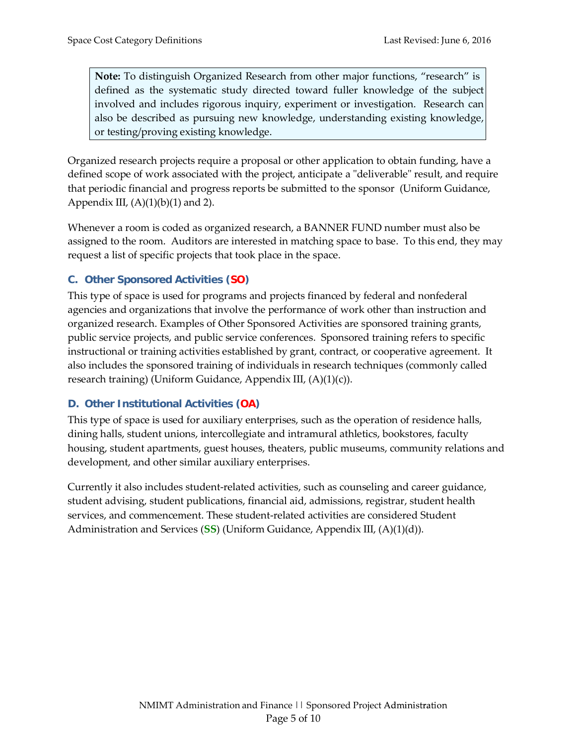> **Note:** To distinguish Organized Research from other major functions, "research" is defined as the systematic study directed toward fuller knowledge of the subject involved and includes rigorous inquiry, experiment or investigation. Research can also be described as pursuing new knowledge, understanding existing knowledge, or testing/proving existing knowledge.

Organized research projects require a proposal or other application to obtain funding, have a defined scope of work associated with the project, anticipate a "deliverable" result, and require that periodic financial and progress reports be submitted to the sponsor (Uniform Guidance, Appendix III, (A)(1)(b)(1) and 2).

Whenever a room is coded as organized research, a BANNER FUND number must also be assigned to the room. Auditors are interested in matching space to base. To this end, they may request a list of specific projects that took place in the space.

### C. Other Sponsored Activities (SO)

This type of space is used for programs and projects financed by federal and nonfederal agencies and organizations that involve the performance of work other than instruction and organized research. Examples of Other Sponsored Activities are sponsored training grants, public service projects, and public service conferences. Sponsored training refers to specific instructional or training activities established by grant, contract, or cooperative agreement. It also includes the sponsored training of individuals in research techniques (commonly called research training) (Uniform Guidance, Appendix III, (A)(1)(c)).

### D. Other Institutional Activities (OA)

This type of space is used for auxiliary enterprises, such as the operation of residence halls, dining halls, student unions, intercollegiate and intramural athletics, bookstores, faculty housing, student apartments, guest houses, theaters, public museums, community relations and development, and other similar auxiliary enterprises.

Currently it also includes student-related activities, such as counseling and career guidance, student advising, student publications, financial aid, admissions, registrar, student health services, and commencement. These student-related activities are considered Student Administration and Services (**SS**) (Uniform Guidance, Appendix III, (A)(1)(d)).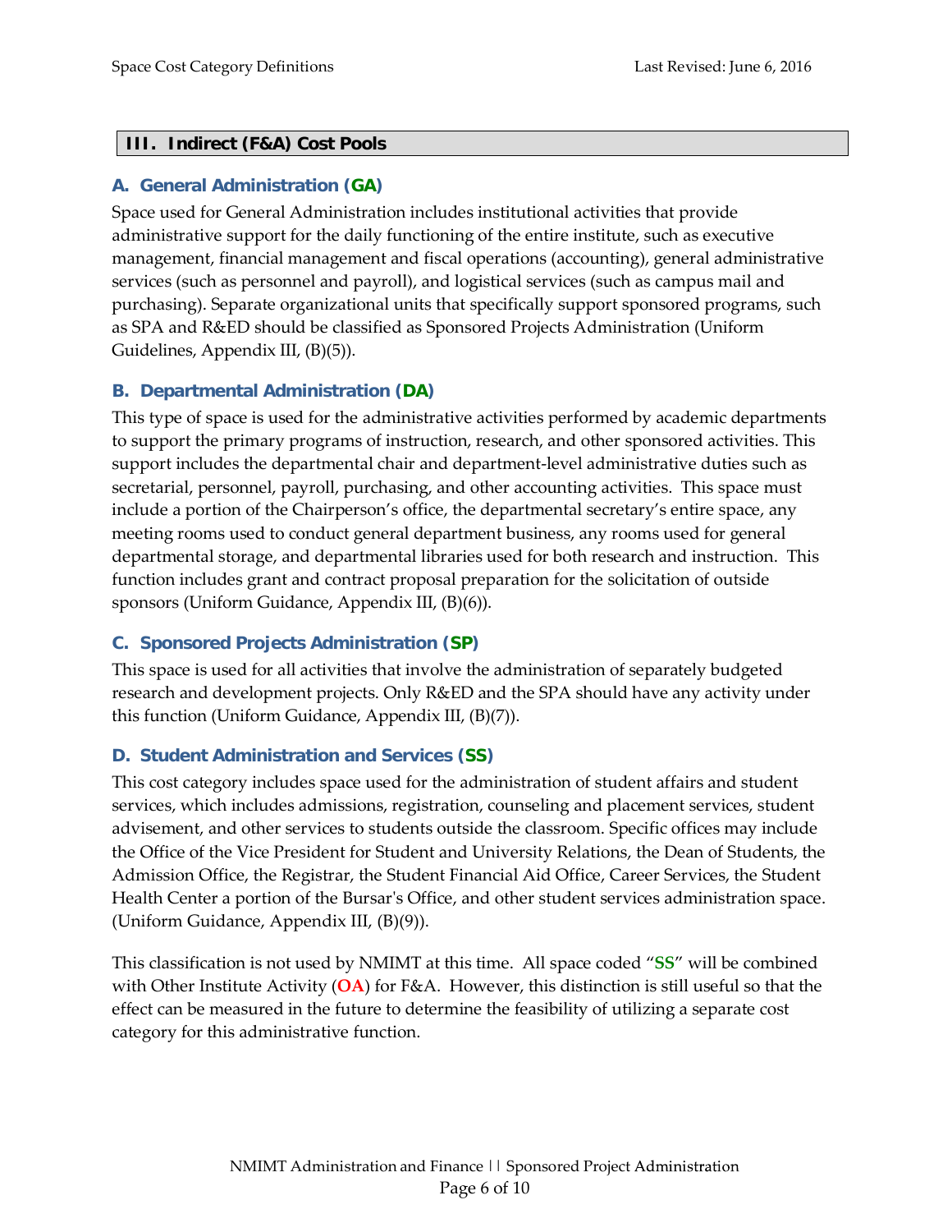## III. Indirect (F&A) Cost Pools

### A. General Administration (GA)

Space used for General Administration includes institutional activities that provide administrative support for the daily functioning of the entire institute, such as executive management, financial management and fiscal operations (accounting), general administrative services (such as personnel and payroll), and logistical services (such as campus mail and purchasing). Separate organizational units that specifically support sponsored programs, such as SPA and R&ED should be classified as Sponsored Projects Administration (Uniform Guidelines, Appendix III, (B)(5)).

### B. Departmental Administration (DA)

This type of space is used for the administrative activities performed by academic departments to support the primary programs of instruction, research, and other sponsored activities. This support includes the departmental chair and department-level administrative duties such as secretarial, personnel, payroll, purchasing, and other accounting activities. This space must include a portion of the Chairperson's office, the departmental secretary's entire space, any meeting rooms used to conduct general department business, any rooms used for general departmental storage, and departmental libraries used for both research and instruction. This function includes grant and contract proposal preparation for the solicitation of outside sponsors (Uniform Guidance, Appendix III, (B)(6)).

### C. Sponsored Projects Administration (SP)

This space is used for all activities that involve the administration of separately budgeted research and development projects. Only R&ED and the SPA should have any activity under this function (Uniform Guidance, Appendix III, (B)(7)).

### D. Student Administration and Services (SS)

This cost category includes space used for the administration of student affairs and student services, which includes admissions, registration, counseling and placement services, student advisement, and other services to students outside the classroom. Specific offices may include the Office of the Vice President for Student and University Relations, the Dean of Students, the Admission Office, the Registrar, the Student Financial Aid Office, Career Services, the Student Health Center a portion of the Bursar's Office, and other student services administration space. (Uniform Guidance, Appendix III, (B)(9)).

This classification is not used by NMIMT at this time. All space coded "**SS**" will be combined with Other Institute Activity (**OA**) for F&A. However, this distinction is still useful so that the effect can be measured in the future to determine the feasibility of utilizing a separate cost category for this administrative function.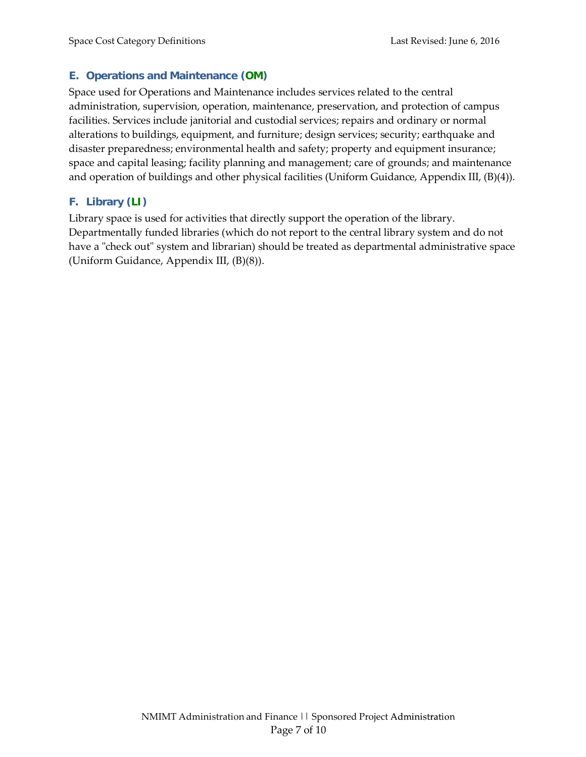### E. Operations and Maintenance (OM)

Space used for Operations and Maintenance includes services related to the central administration, supervision, operation, maintenance, preservation, and protection of campus facilities. Services include janitorial and custodial services; repairs and ordinary or normal alterations to buildings, equipment, and furniture; design services; security; earthquake and disaster preparedness; environmental health and safety; property and equipment insurance; space and capital leasing; facility planning and management; care of grounds; and maintenance and operation of buildings and other physical facilities (Uniform Guidance, Appendix III, (B)(4)).

### F. Library (LI)

Library space is used for activities that directly support the operation of the library. Departmentally funded libraries (which do not report to the central library system and do not have a "check out" system and librarian) should be treated as departmental administrative space (Uniform Guidance, Appendix III, (B)(8)).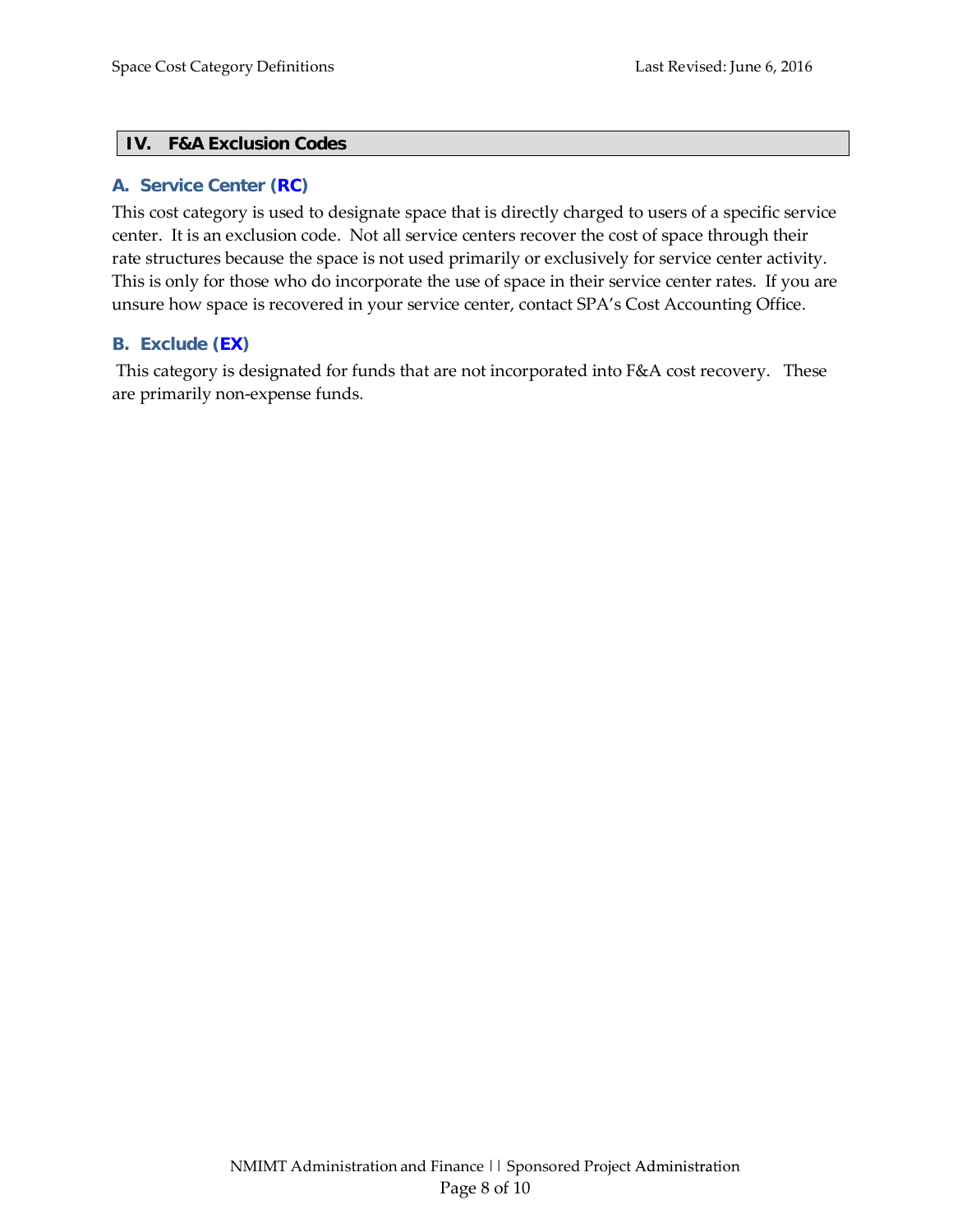## IV. F&A Exclusion Codes

### A. Service Center (RC)

This cost category is used to designate space that is directly charged to users of a specific service center. It is an exclusion code. Not all service centers recover the cost of space through their rate structures because the space is not used primarily or exclusively for service center activity. This is only for those who do incorporate the use of space in their service center rates. If you are unsure how space is recovered in your service center, contact SPA's Cost Accounting Office.

### B. Exclude (EX)

This category is designated for funds that are not incorporated into F&A cost recovery. These are primarily non-expense funds.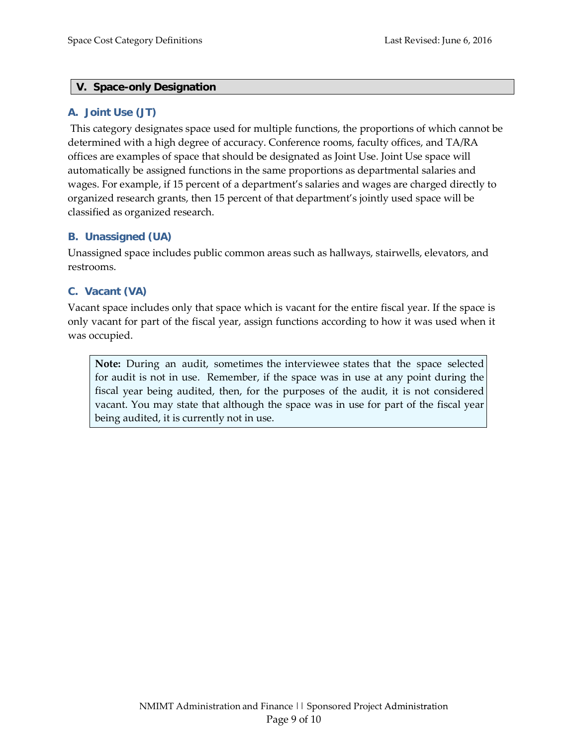## V. Space-only Designation

### A. Joint Use (JT)

This category designates space used for multiple functions, the proportions of which cannot be determined with a high degree of accuracy. Conference rooms, faculty offices, and TA/RA offices are examples of space that should be designated as Joint Use. Joint Use space will automatically be assigned functions in the same proportions as departmental salaries and wages. For example, if 15 percent of a department's salaries and wages are charged directly to organized research grants, then 15 percent of that department's jointly used space will be classified as organized research.

### B. Unassigned (UA)

Unassigned space includes public common areas such as hallways, stairwells, elevators, and restrooms.

### C. Vacant (VA)

Vacant space includes only that space which is vacant for the entire fiscal year. If the space is only vacant for part of the fiscal year, assign functions according to how it was used when it was occupied.

> **Note:** During an audit, sometimes the interviewee states that the space selected for audit is not in use. Remember, if the space was in use at any point during the fiscal year being audited, then, for the purposes of the audit, it is not considered vacant. You may state that although the space was in use for part of the fiscal year being audited, it is currently not in use.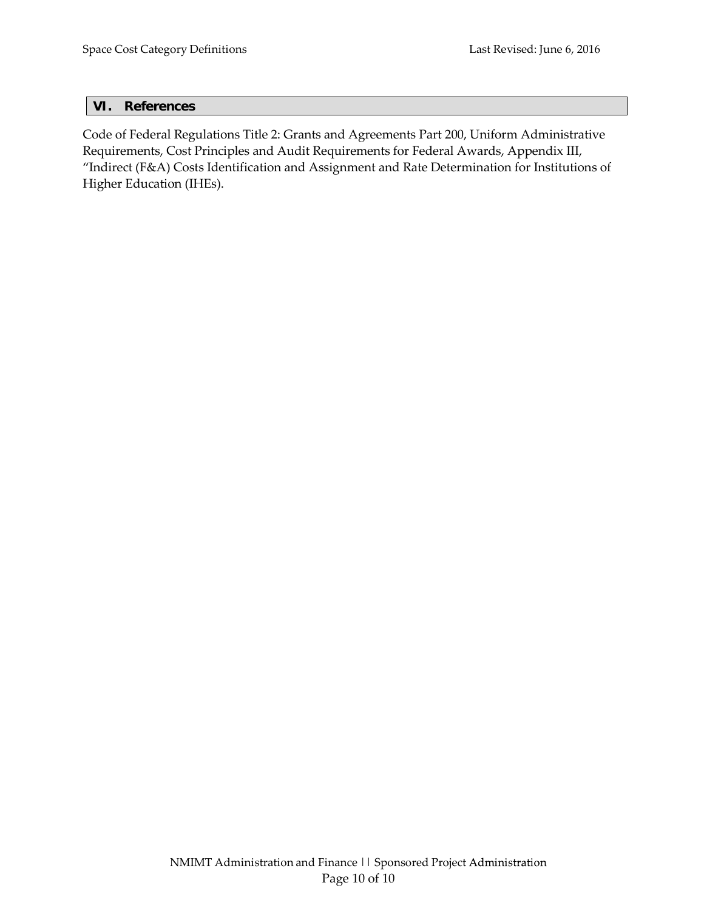## VI. References

Code of Federal Regulations Title 2: Grants and Agreements Part 200, Uniform Administrative Requirements, Cost Principles and Audit Requirements for Federal Awards, Appendix III, "Indirect (F&A) Costs Identification and Assignment and Rate Determination for Institutions of Higher Education (IHEs).